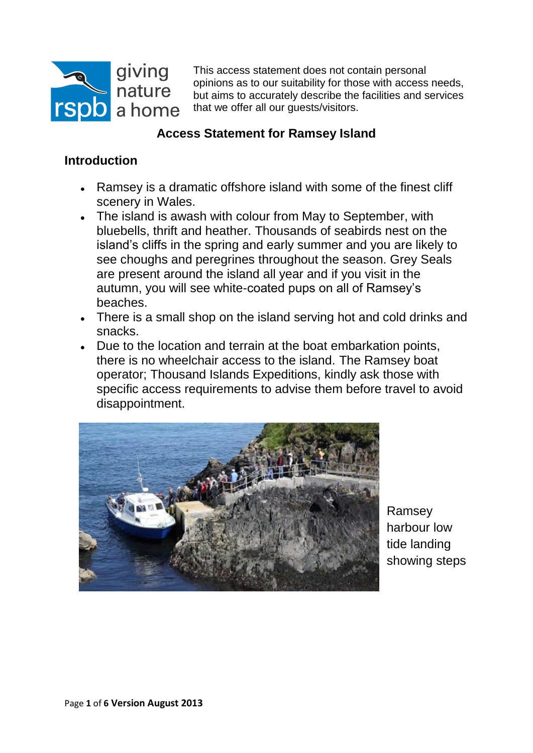This access statement does not contain personal opinions as to our suitability for those with access needs, but aims to accurately describe the facilities and services that we offer all our guests/visitors.

## Access Statement for Ramsey Island

### Introduction

- Ramsey is a dramatic offshore island with some of the finest cliff scenery in Wales.
- The island is awash with colour from May to September, with bluebells, thrift and heather. Thousands of seabirds nest on the island's cliffs in the spring and early summer and you are likely to see choughs and peregrines throughout the season. Grey Seals are present around the island all year and if you visit in the autumn, you will see white-coated pups on all of Ramsey's beaches.
- There is a small shop on the island serving hot and cold drinks and snacks.
- Due to the location and terrain at the boat embarkation points, there is no wheelchair access to the island. The Ramsey boat operator; Thousand Islands Expeditions, kindly ask those with specific access requirements to advise them before travel to avoid disappointment.

Ramsey harbour low tide landing showing steps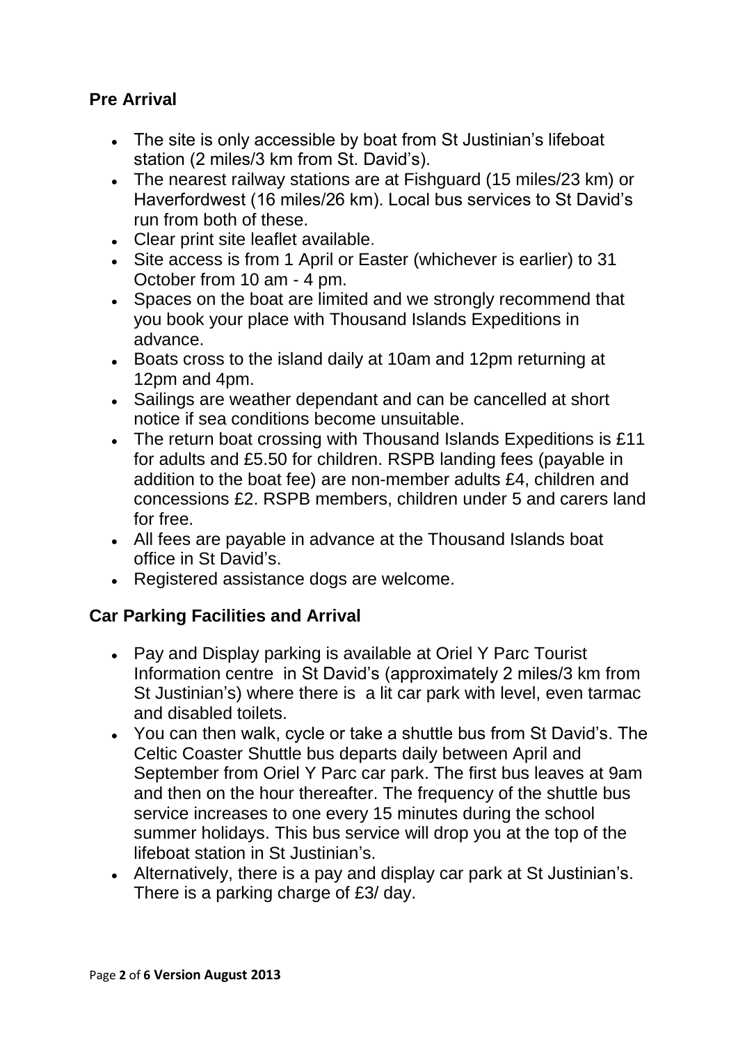## Pre Arrival

- The site is only accessible by boat from St Justinian's lifeboat station (2 miles/3 km from St. David's).
- The nearest railway stations are at Fishguard (15 miles/23 km) or Haverfordwest (16 miles/26 km). Local bus services to St David's run from both of these.
- Clear print site leaflet available.
- Site access is from 1 April or Easter (whichever is earlier) to 31 October from 10 am - 4 pm.
- Spaces on the boat are limited and we strongly recommend that you book your place with Thousand Islands Expeditions in advance.
- Boats cross to the island daily at 10am and 12pm returning at 12pm and 4pm.
- Sailings are weather dependant and can be cancelled at short notice if sea conditions become unsuitable.
- The return boat crossing with Thousand Islands Expeditions is £11 for adults and £5.50 for children. RSPB landing fees (payable in addition to the boat fee) are non-member adults £4, children and concessions £2. RSPB members, children under 5 and carers land for free.
- All fees are payable in advance at the Thousand Islands boat office in St David's.
- Registered assistance dogs are welcome.

## Car Parking Facilities and Arrival

- Pay and Display parking is available at Oriel Y Parc Tourist Information centre in St David's (approximately 2 miles/3 km from St Justinian's) where there is a lit car park with level, even tarmac and disabled toilets.
- You can then walk, cycle or take a shuttle bus from St David's. The Celtic Coaster Shuttle bus departs daily between April and September from Oriel Y Parc car park. The first bus leaves at 9am and then on the hour thereafter. The frequency of the shuttle bus service increases to one every 15 minutes during the school summer holidays. This bus service will drop you at the top of the lifeboat station in St Justinian's.
- Alternatively, there is a pay and display car park at St Justinian's. There is a parking charge of £3/ day.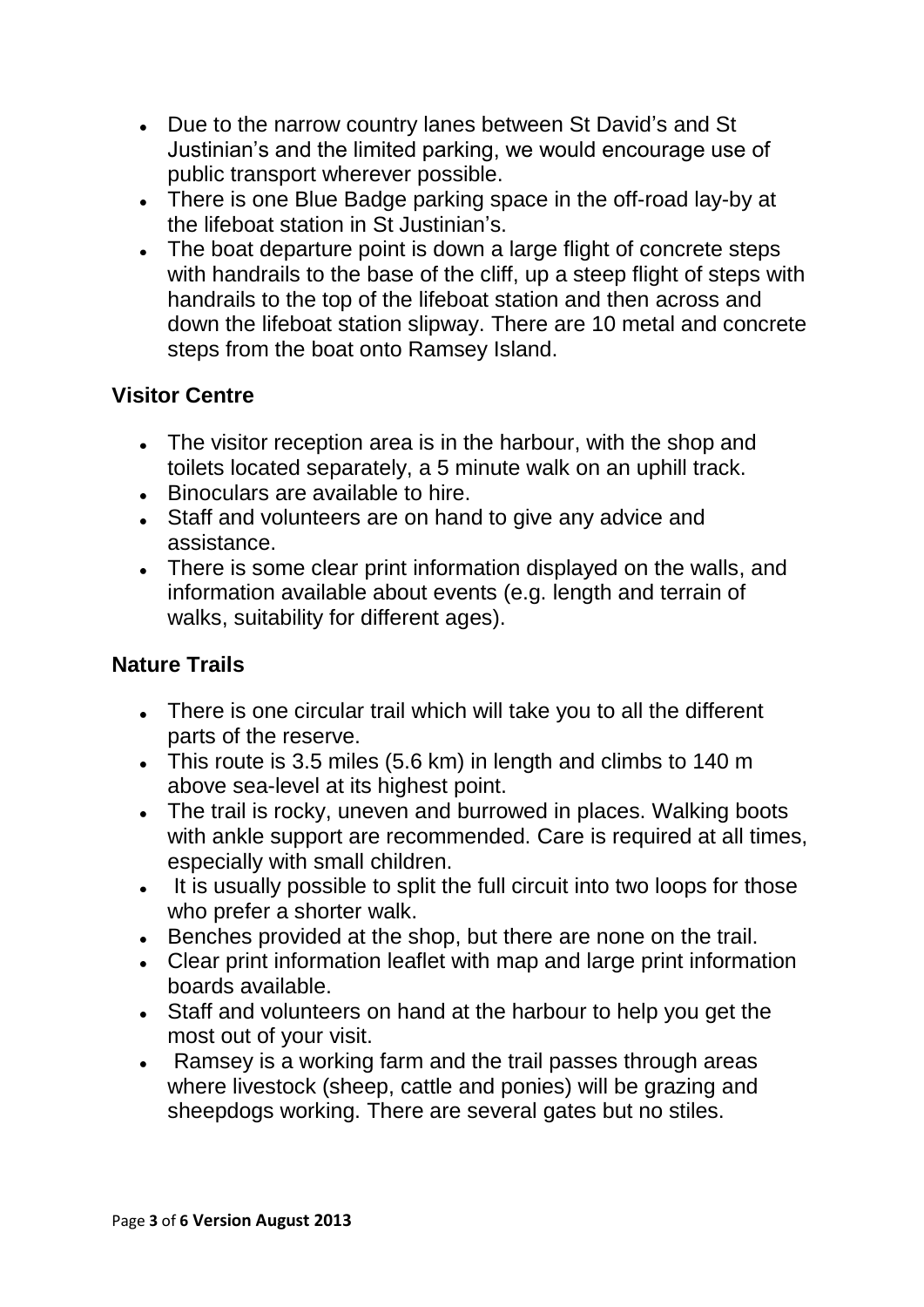- Due to the narrow country lanes between St David's and St Justinian's and the limited parking, we would encourage use of public transport wherever possible.
- There is one Blue Badge parking space in the off-road lay-by at the lifeboat station in St Justinian's.
- The boat departure point is down a large flight of concrete steps with handrails to the base of the cliff, up a steep flight of steps with handrails to the top of the lifeboat station and then across and down the lifeboat station slipway. There are 10 metal and concrete steps from the boat onto Ramsey Island.

## Visitor Centre

- The visitor reception area is in the harbour, with the shop and toilets located separately, a 5 minute walk on an uphill track.
- Binoculars are available to hire.
- Staff and volunteers are on hand to give any advice and assistance.
- There is some clear print information displayed on the walls, and information available about events (e.g. length and terrain of walks, suitability for different ages).

## Nature Trails

- There is one circular trail which will take you to all the different parts of the reserve.
- This route is 3.5 miles (5.6 km) in length and climbs to 140 m above sea-level at its highest point.
- The trail is rocky, uneven and burrowed in places. Walking boots with ankle support are recommended. Care is required at all times, especially with small children.
- It is usually possible to split the full circuit into two loops for those who prefer a shorter walk.
- Benches provided at the shop, but there are none on the trail.
- Clear print information leaflet with map and large print information boards available.
- Staff and volunteers on hand at the harbour to help you get the most out of your visit.
- Ramsey is a working farm and the trail passes through areas where livestock (sheep, cattle and ponies) will be grazing and sheepdogs working. There are several gates but no stiles.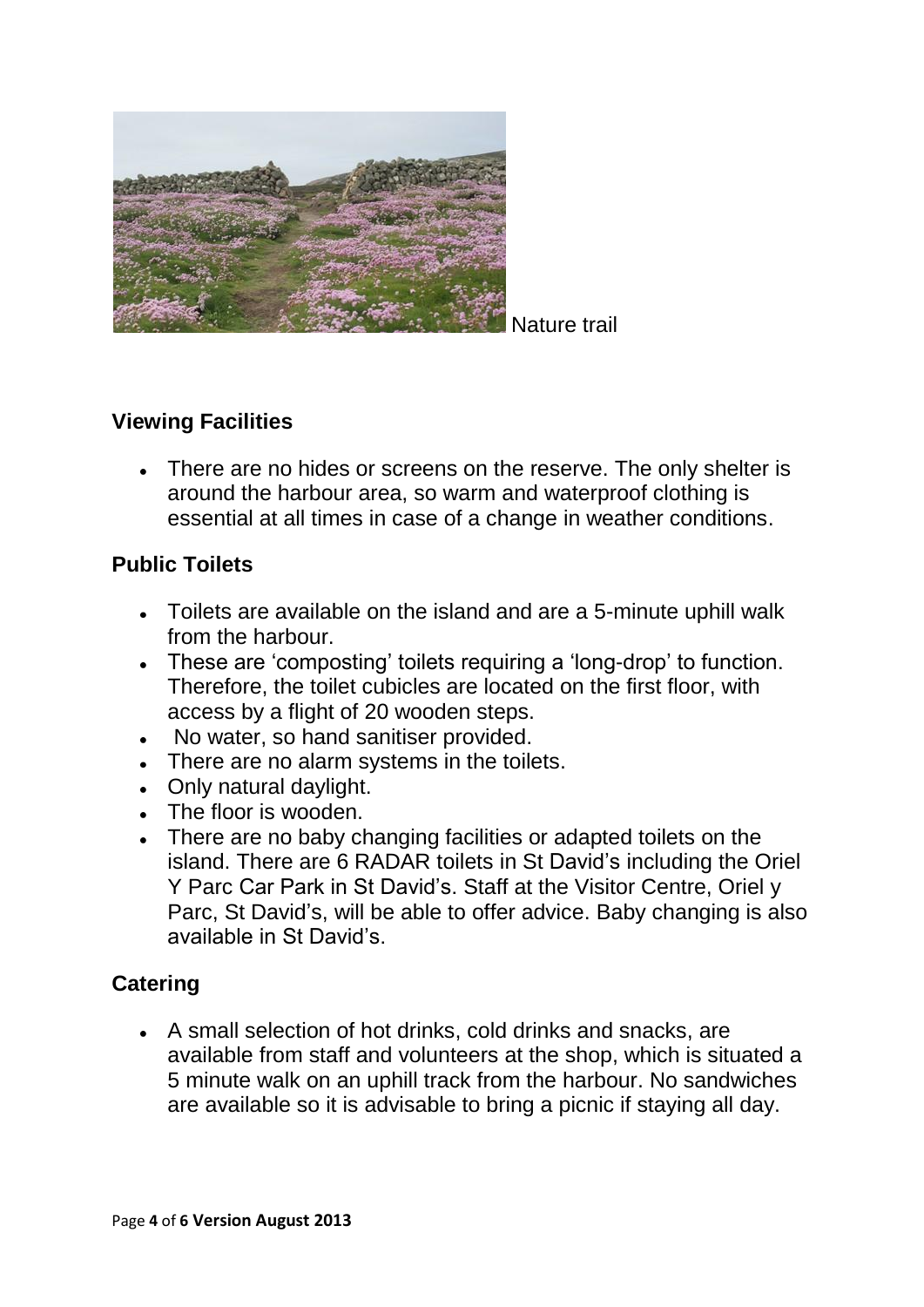Nature trail

## Viewing Facilities

- There are no hides or screens on the reserve. The only shelter is around the harbour area, so warm and waterproof clothing is essential at all times in case of a change in weather conditions.

## Public Toilets

- Toilets are available on the island and are a 5-minute uphill walk from the harbour.
- These are 'composting' toilets requiring a 'long-drop' to function. Therefore, the toilet cubicles are located on the first floor, with access by a flight of 20 wooden steps.
- No water, so hand sanitiser provided.
- There are no alarm systems in the toilets.
- Only natural daylight.
- The floor is wooden.
- There are no baby changing facilities or adapted toilets on the island. There are 6 RADAR toilets in St David's including the Oriel Y Parc Car Park in St David's. Staff at the Visitor Centre, Oriel y Parc, St David's, will be able to offer advice. Baby changing is also available in St David's.

## Catering

- A small selection of hot drinks, cold drinks and snacks, are available from staff and volunteers at the shop, which is situated a 5 minute walk on an uphill track from the harbour. No sandwiches are available so it is advisable to bring a picnic if staying all day.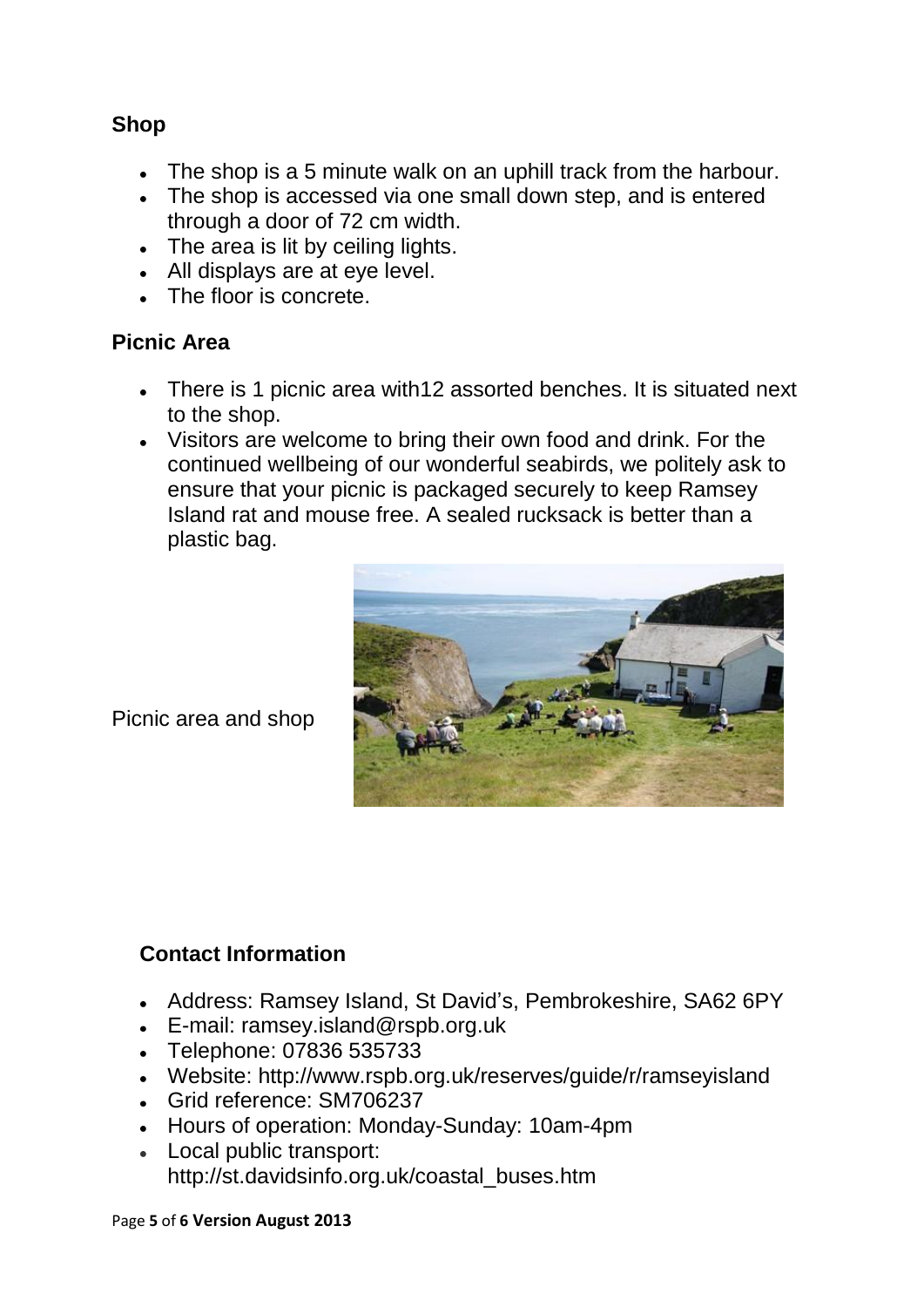## Shop

- The shop is a 5 minute walk on an uphill track from the harbour.
- The shop is accessed via one small down step, and is entered through a door of 72 cm width.
- The area is lit by ceiling lights.
- All displays are at eye level.
- The floor is concrete.

## Picnic Area

- There is 1 picnic area with12 assorted benches. It is situated next to the shop.
- Visitors are welcome to bring their own food and drink. For the continued wellbeing of our wonderful seabirds, we politely ask to ensure that your picnic is packaged securely to keep Ramsey Island rat and mouse free. A sealed rucksack is better than a plastic bag.

Picnic area and shop

## Contact Information

- Address: Ramsey Island, St David's, Pembrokeshire, SA62 6PY
- E-mail: ramsey.island@rspb.org.uk
- Telephone: 07836 535733
- Website: http://www.rspb.org.uk/reserves/guide/r/ramseyisland
- Grid reference: SM706237
- Hours of operation: Monday-Sunday: 10am-4pm
- Local public transport: http://st.davidsinfo.org.uk/coastal_buses.htm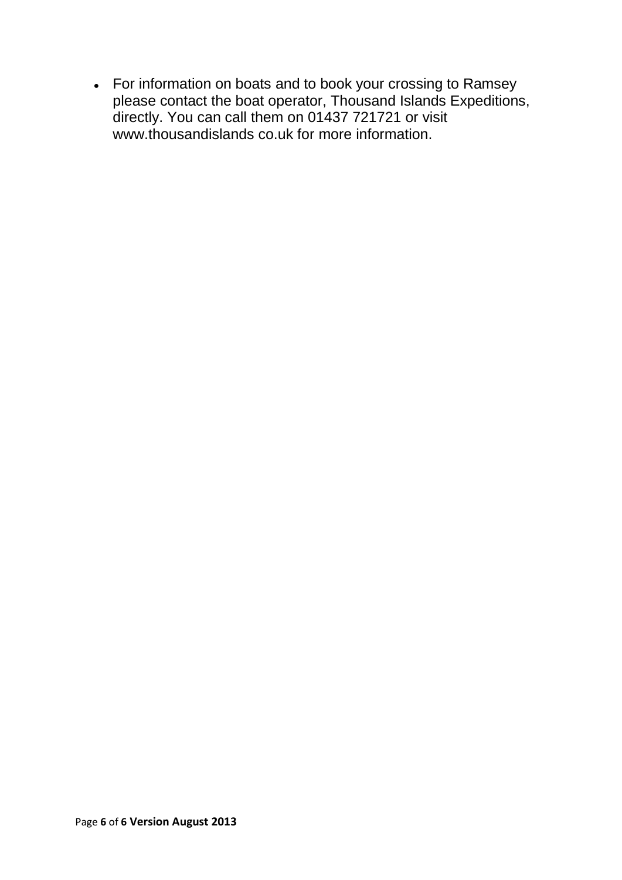- For information on boats and to book your crossing to Ramsey please contact the boat operator, Thousand Islands Expeditions, directly. You can call them on 01437 721721 or visit www.thousandislands co.uk for more information.